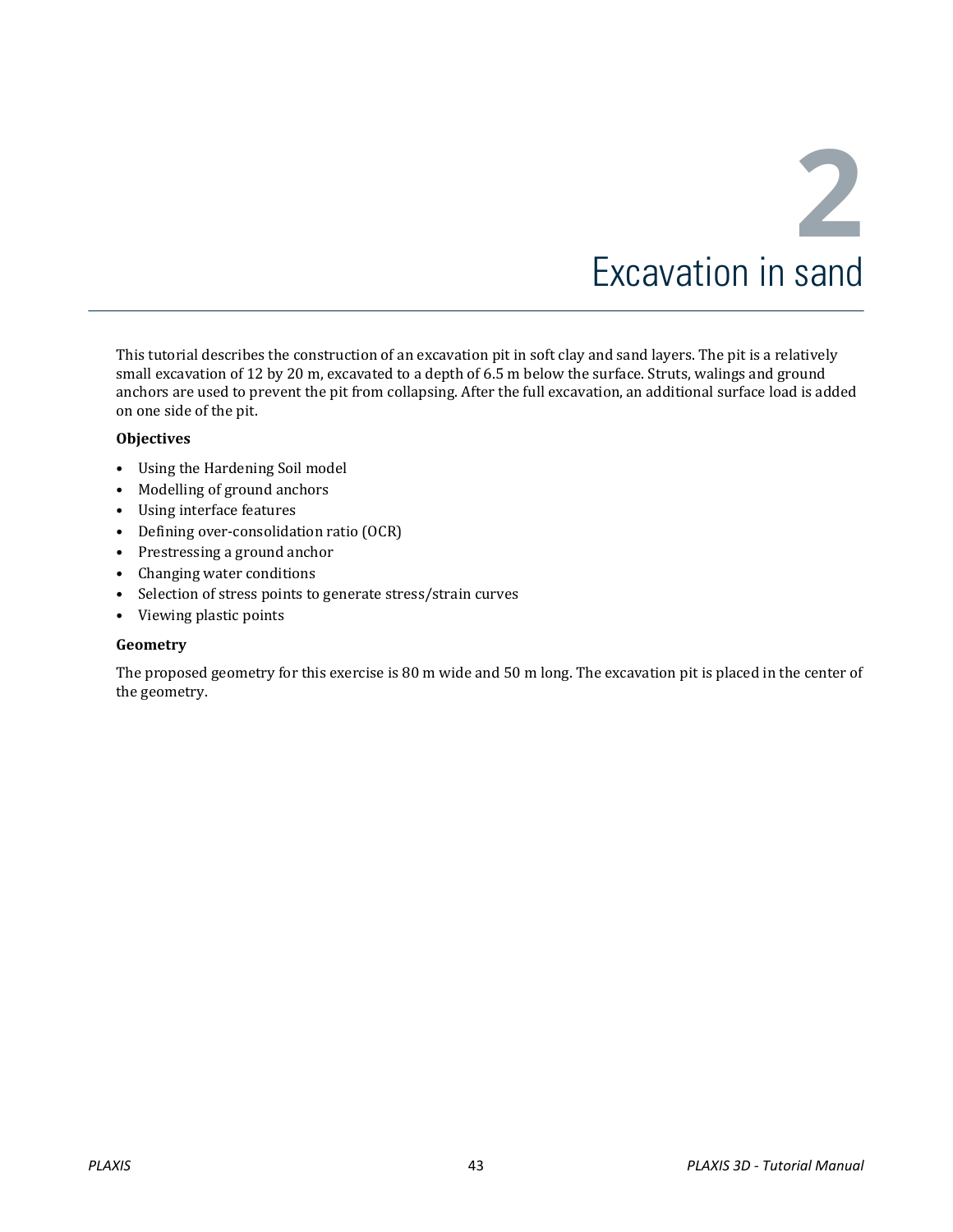# 2 Excavation in sand

This tutorial describes the construction of an excavation pit in soft clay and sand layers. The pit is a relatively small excavation of 12 by 20 m, excavated to a depth of 6.5 m below the surface. Struts, walings and ground anchors are used to prevent the pit from collapsing. After the full excavation, an additional surface load is added on one side of the pit.

**Objectives**

- Using the Hardening Soil model
- Modelling of ground anchors
- Using interface features
- Defining over-consolidation ratio (OCR)
- Prestressing a ground anchor
- Changing water conditions
- Selection of stress points to generate stress/strain curves
- Viewing plastic points

**Geometry**

The proposed geometry for this exercise is 80 m wide and 50 m long. The excavation pit is placed in the center of the geometry.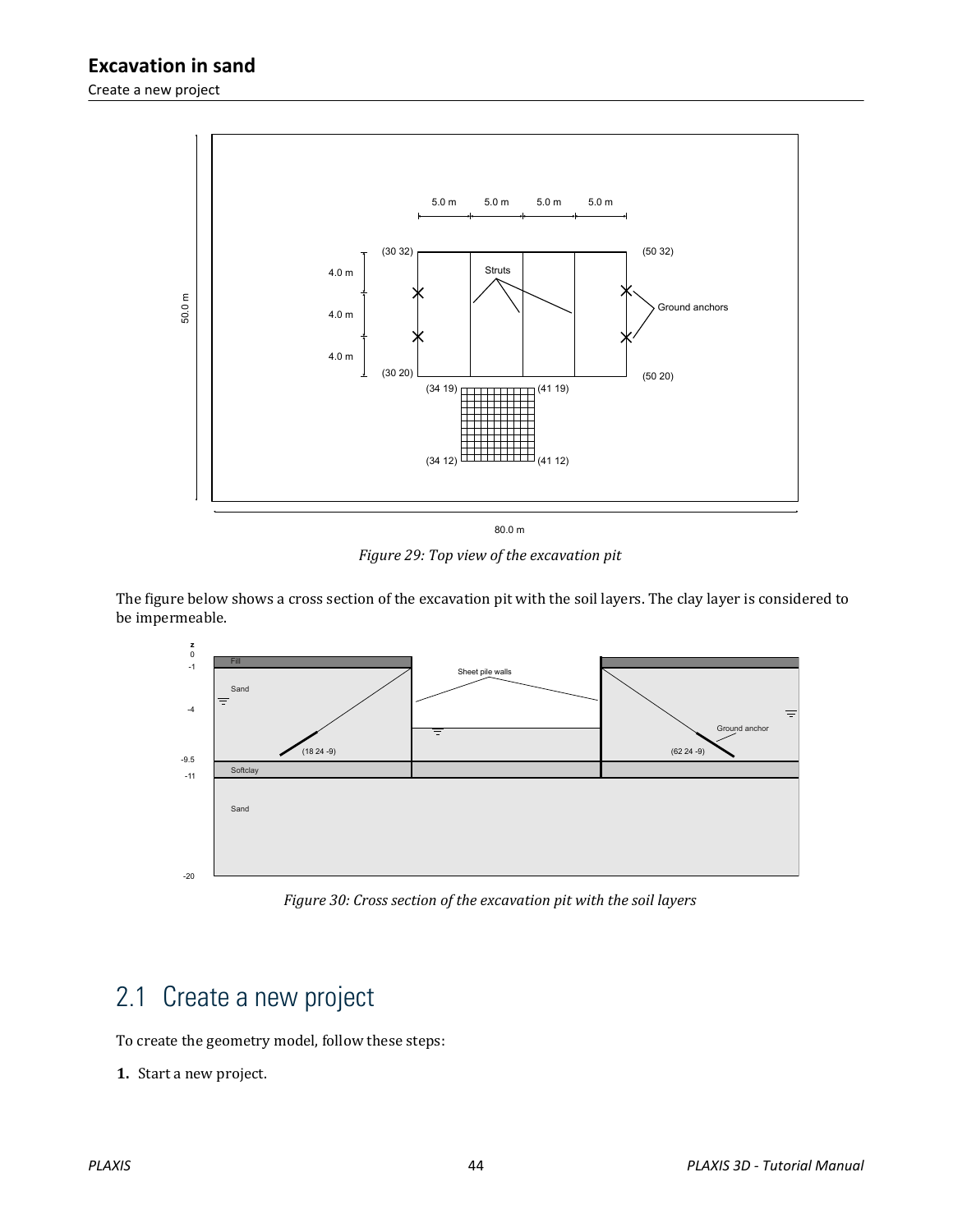Figure 29: Top view of the excavation pit

The figure below shows a cross section of the excavation pit with the soil layers. The clay layer is considered to be impermeable.

Figure 30: Cross section of the excavation pit with the soil layers

## 2.1 Create a new project

To create the geometry model, follow these steps:

**1.** Start a new project.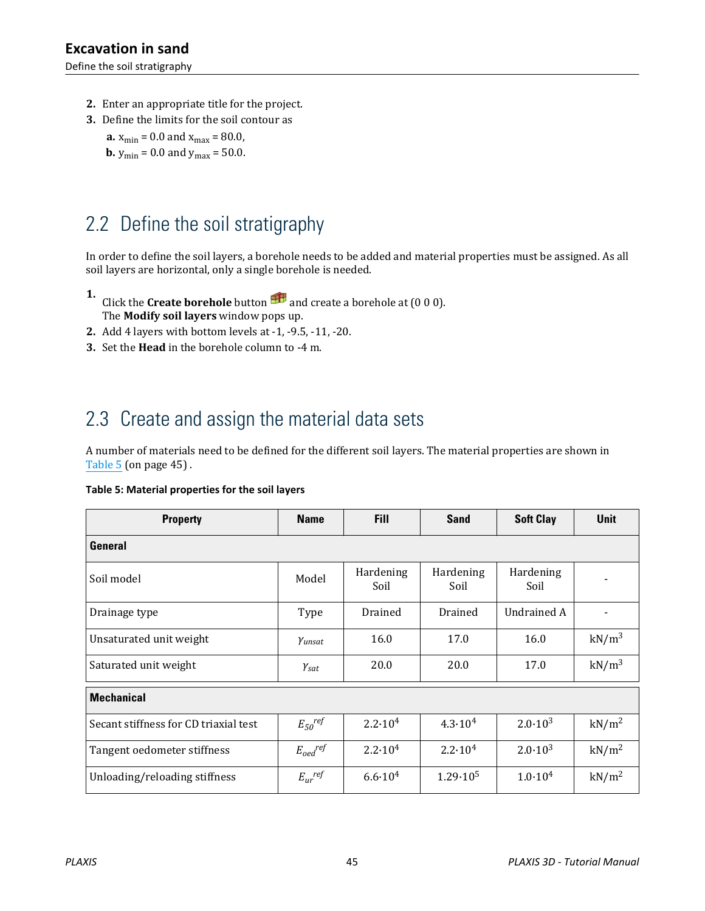2. Enter an appropriate title for the project.
3. Define the limits for the soil contour as
   a. $x_{min}$ = 0.0 and $x_{max}$ = 80.0,
   b. $y_{min}$ = 0.0 and $y_{max}$ = 50.0.

## 2.2 Define the soil stratigraphy

In order to define the soil layers, a borehole needs to be added and material properties must be assigned. As all soil layers are horizontal, only a single borehole is needed.

1. Click the **Create borehole** button and create a borehole at (0 0 0).
   The **Modify soil layers** window pops up.
2. Add 4 layers with bottom levels at -1, -9.5, -11, -20.
3. Set the **Head** in the borehole column to -4 m.

## 2.3 Create and assign the material data sets

A number of materials need to be defined for the different soil layers. The material properties are shown in Table 5 (on page 45) .

**Table 5: Material properties for the soil layers**

| Property | Name | Fill | Sand | Soft Clay | Unit |
|---|---|---|---|---|---|
| **General** | | | | | |
| Soil model | Model | Hardening Soil | Hardening Soil | Hardening Soil | - |
| Drainage type | Type | Drained | Drained | Undrained A | - |
| Unsaturated unit weight | $\gamma_{unsat}$ | 16.0 | 17.0 | 16.0 | kN/m$^3$ |
| Saturated unit weight | $\gamma_{sat}$ | 20.0 | 20.0 | 17.0 | kN/m$^3$ |
| **Mechanical** | | | | | |
| Secant stiffness for CD triaxial test | $E_{50}^{ref}$ | $2.2 \cdot 10^4$ | $4.3 \cdot 10^4$ | $2.0 \cdot 10^3$ | kN/m$^2$ |
| Tangent oedometer stiffness | $E_{oed}^{ref}$ | $2.2 \cdot 10^4$ | $2.2 \cdot 10^4$ | $2.0 \cdot 10^3$ | kN/m$^2$ |
| Unloading/reloading stiffness | $E_{ur}^{ref}$ | $6.6 \cdot 10^4$ | $1.29 \cdot 10^5$ | $1.0 \cdot 10^4$ | kN/m$^2$ |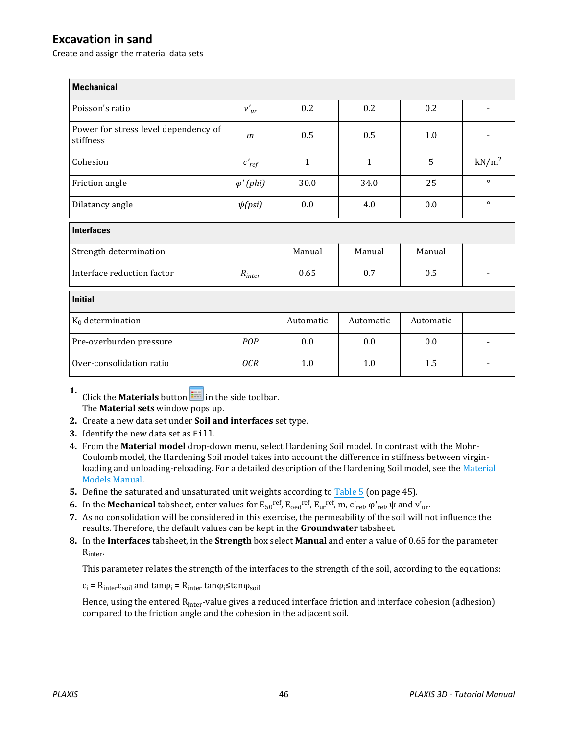## Excavation in sand

Create and assign the material data sets

| Mechanical | | | | | |
|---|---|---|---|---|---|
| Poisson's ratio | $\nu'_{ur}$ | 0.2 | 0.2 | 0.2 | - |
| Power for stress level dependency of stiffness | $m$ | 0.5 | 0.5 | 1.0 | - |
| Cohesion | $c'_{ref}$ | 1 | 1 | 5 | $kN/m^2$ |
| Friction angle | $\varphi'$ *(phi)* | 30.0 | 34.0 | 25 | ° |
| Dilatancy angle | $\psi$*(psi)* | 0.0 | 4.0 | 0.0 | ° |
| **Interfaces** | | | | | |
| Strength determination | - | Manual | Manual | Manual | - |
| Interface reduction factor | $R_{inter}$ | 0.65 | 0.7 | 0.5 | - |
| **Initial** | | | | | |
| $K_0$ determination | - | Automatic | Automatic | Automatic | - |
| Pre-overburden pressure | *POP* | 0.0 | 0.0 | 0.0 | - |
| Over-consolidation ratio | *OCR* | 1.0 | 1.0 | 1.5 | - |

1. Click the **Materials** button in the side toolbar.
   The **Material sets** window pops up.
2. Create a new data set under **Soil and interfaces** set type.
3. Identify the new data set as `Fill`.
4. From the **Material model** drop-down menu, select Hardening Soil model. In contrast with the Mohr-Coulomb model, the Hardening Soil model takes into account the difference in stiffness between virgin-loading and unloading-reloading. For a detailed description of the Hardening Soil model, see the Material Models Manual.
5. Define the saturated and unsaturated unit weights according to Table 5 (on page 45).
6. In the **Mechanical** tabsheet, enter values for $E_{50}^{ref}$, $E_{oed}^{ref}$, $E_{ur}^{ref}$, m, $c'_{ref}$, $\varphi'_{ref}$, $\psi$ and $\nu'_{ur}$.
7. As no consolidation will be considered in this exercise, the permeability of the soil will not influence the results. Therefore, the default values can be kept in the **Groundwater** tabsheet.
8. In the **Interfaces** tabsheet, in the **Strength** box select **Manual** and enter a value of 0.65 for the parameter $R_{inter}$.

   This parameter relates the strength of the interfaces to the strength of the soil, according to the equations:

   $c_i = R_{inter} c_{soil}$ and $\tan\varphi_i = R_{inter} \tan\varphi_i \leq \tan\varphi_{soil}$

   Hence, using the entered $R_{inter}$-value gives a reduced interface friction and interface cohesion (adhesion) compared to the friction angle and the cohesion in the adjacent soil.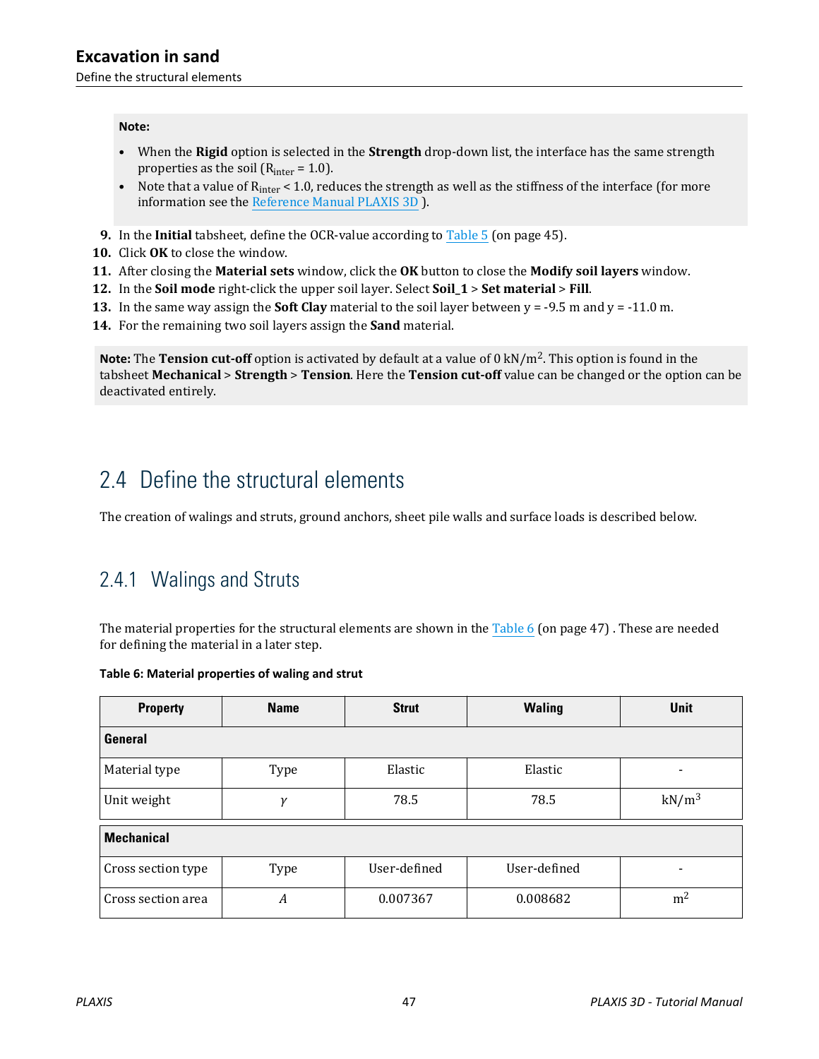> **Note:**
>
> - When the **Rigid** option is selected in the **Strength** drop-down list, the interface has the same strength properties as the soil ($R_{inter}$ = 1.0).
> - Note that a value of $R_{inter}$ < 1.0, reduces the strength as well as the stiffness of the interface (for more information see the Reference Manual PLAXIS 3D ).

9. In the **Initial** tabsheet, define the OCR-value according to Table 5 (on page 45).
10. Click **OK** to close the window.
11. After closing the **Material sets** window, click the **OK** button to close the **Modify soil layers** window.
12. In the **Soil mode** right-click the upper soil layer. Select **Soil_1** > **Set material** > **Fill**.
13. In the same way assign the **Soft Clay** material to the soil layer between y = -9.5 m and y = -11.0 m.
14. For the remaining two soil layers assign the **Sand** material.

> **Note:** The **Tension cut-off** option is activated by default at a value of 0 kN/m$^2$. This option is found in the tabsheet **Mechanical** > **Strength** > **Tension**. Here the **Tension cut-off** value can be changed or the option can be deactivated entirely.

## 2.4 Define the structural elements

The creation of walings and struts, ground anchors, sheet pile walls and surface loads is described below.

### 2.4.1 Walings and Struts

The material properties for the structural elements are shown in the Table 6 (on page 47) . These are needed for defining the material in a later step.

**Table 6: Material properties of waling and strut**

| Property | Name | Strut | Waling | Unit |
|---|---|---|---|---|
| **General** | | | | |
| Material type | Type | Elastic | Elastic | - |
| Unit weight | $\gamma$ | 78.5 | 78.5 | kN/m$^3$ |
| **Mechanical** | | | | |
| Cross section type | Type | User-defined | User-defined | - |
| Cross section area | $A$ | 0.007367 | 0.008682 | m$^2$ |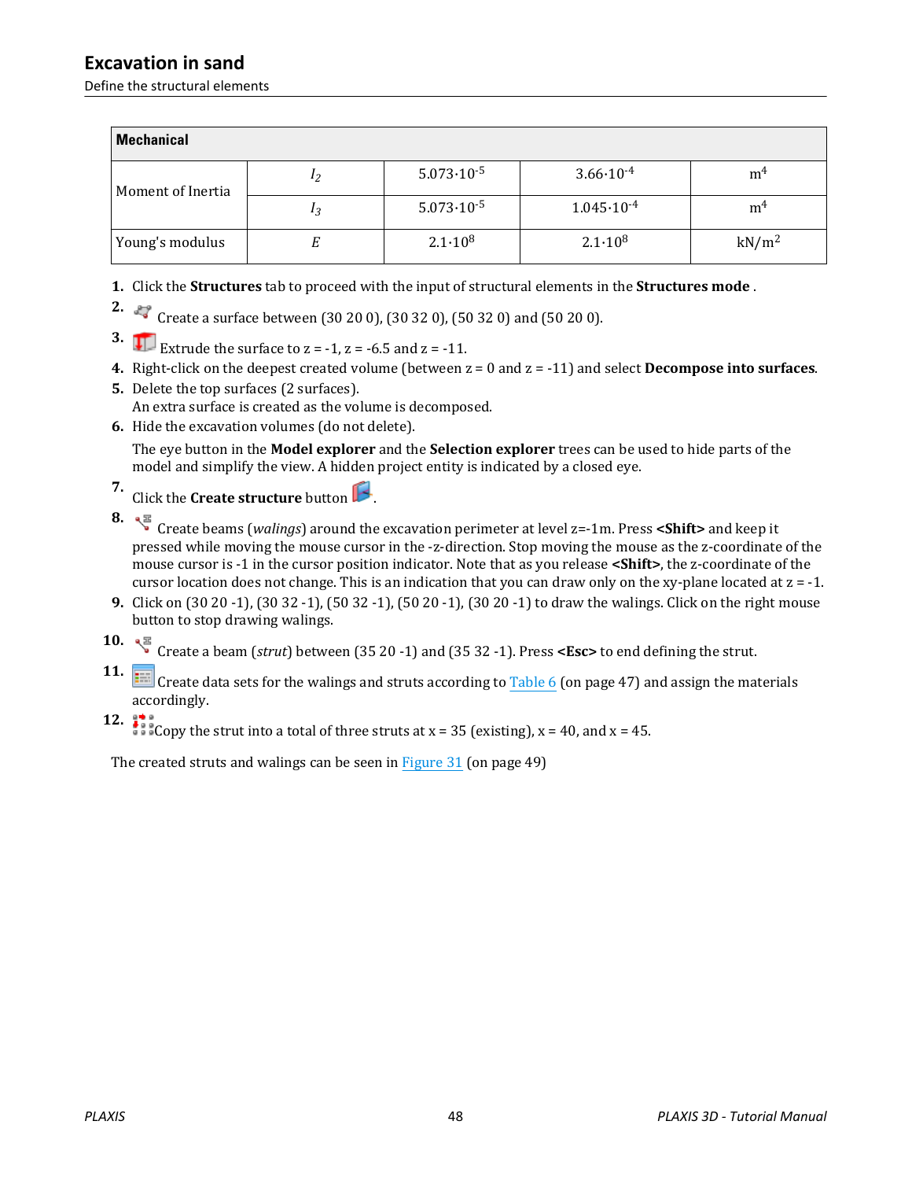| Mechanical | | | | |
|---|---|---|---|---|
| Moment of Inertia | $I_2$ | $5.073 \cdot 10^{-5}$ | $3.66 \cdot 10^{-4}$ | $m^4$ |
| | $I_3$ | $5.073 \cdot 10^{-5}$ | $1.045 \cdot 10^{-4}$ | $m^4$ |
| Young's modulus | $E$ | $2.1 \cdot 10^{8}$ | $2.1 \cdot 10^{8}$ | $kN/m^2$ |

1. Click the **Structures** tab to proceed with the input of structural elements in the **Structures mode** .
2. Create a surface between (30 20 0), (30 32 0), (50 32 0) and (50 20 0).
3. Extrude the surface to z = -1, z = -6.5 and z = -11.
4. Right-click on the deepest created volume (between z = 0 and z = -11) and select **Decompose into surfaces**.
5. Delete the top surfaces (2 surfaces).
   An extra surface is created as the volume is decomposed.
6. Hide the excavation volumes (do not delete).

   The eye button in the **Model explorer** and the **Selection explorer** trees can be used to hide parts of the model and simplify the view. A hidden project entity is indicated by a closed eye.
7. Click the **Create structure** button .
8. Create beams (*walings*) around the excavation perimeter at level z=-1m. Press **<Shift>** and keep it pressed while moving the mouse cursor in the -z-direction. Stop moving the mouse as the z-coordinate of the mouse cursor is -1 in the cursor position indicator. Note that as you release **<Shift>**, the z-coordinate of the cursor location does not change. This is an indication that you can draw only on the xy-plane located at z = -1.
9. Click on (30 20 -1), (30 32 -1), (50 32 -1), (50 20 -1), (30 20 -1) to draw the walings. Click on the right mouse button to stop drawing walings.
10. Create a beam (*strut*) between (35 20 -1) and (35 32 -1). Press **<Esc>** to end defining the strut.
11. Create data sets for the walings and struts according to Table 6 (on page 47) and assign the materials accordingly.
12. Copy the strut into a total of three struts at x = 35 (existing), x = 40, and x = 45.

The created struts and walings can be seen in Figure 31 (on page 49)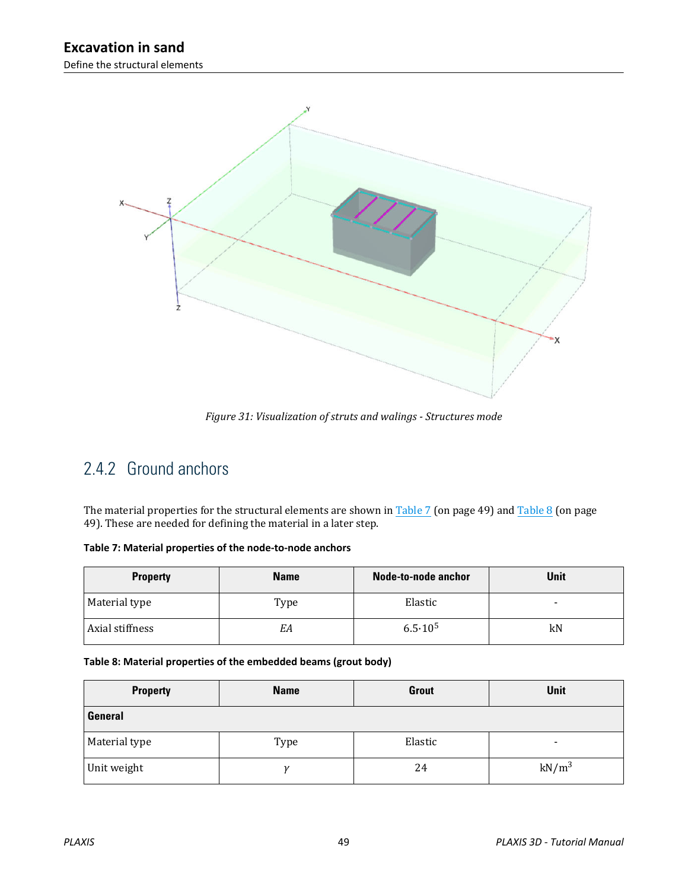Figure 31: Visualization of struts and walings - Structures mode

## 2.4.2 Ground anchors

The material properties for the structural elements are shown in Table 7 (on page 49) and Table 8 (on page 49). These are needed for defining the material in a later step.

**Table 7: Material properties of the node-to-node anchors**

| Property | Name | Node-to-node anchor | Unit |
|---|---|---|---|
| Material type | Type | Elastic | - |
| Axial stiffness | $EA$ | $6.5 \cdot 10^5$ | kN |

**Table 8: Material properties of the embedded beams (grout body)**

| Property | Name | Grout | Unit |
|---|---|---|---|
| **General** | | | |
| Material type | Type | Elastic | - |
| Unit weight | $\gamma$ | 24 | $kN/m^3$ |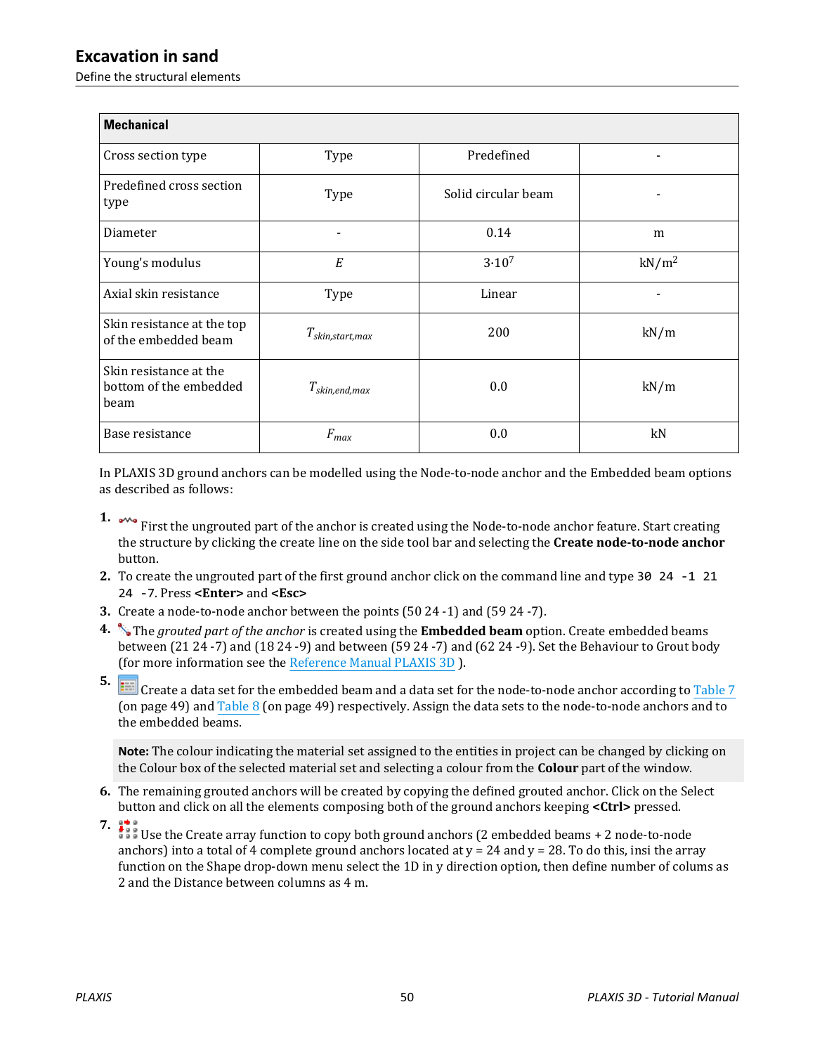| Mechanical | | | |
|---|---|---|---|
| Cross section type | Type | Predefined | - |
| Predefined cross section type | Type | Solid circular beam | - |
| Diameter | - | 0.14 | m |
| Young's modulus | $E$ | $3 \cdot 10^7$ | $kN/m^2$ |
| Axial skin resistance | Type | Linear | - |
| Skin resistance at the top of the embedded beam | $T_{skin,start,max}$ | 200 | kN/m |
| Skin resistance at the bottom of the embedded beam | $T_{skin,end,max}$ | 0.0 | kN/m |
| Base resistance | $F_{max}$ | 0.0 | kN |

In PLAXIS 3D ground anchors can be modelled using the Node-to-node anchor and the Embedded beam options as described as follows:

1. First the ungrouted part of the anchor is created using the Node-to-node anchor feature. Start creating the structure by clicking the create line on the side tool bar and selecting the **Create node-to-node anchor** button.
2. To create the ungrouted part of the first ground anchor click on the command line and type `30 24 -1 21 24 -7`. Press **<Enter>** and **<Esc>**
3. Create a node-to-node anchor between the points (50 24 -1) and (59 24 -7).
4. The *grouted part of the anchor* is created using the **Embedded beam** option. Create embedded beams between (21 24 -7) and (18 24 -9) and between (59 24 -7) and (62 24 -9). Set the Behaviour to Grout body (for more information see the Reference Manual PLAXIS 3D ).
5. Create a data set for the embedded beam and a data set for the node-to-node anchor according to Table 7 (on page 49) and Table 8 (on page 49) respectively. Assign the data sets to the node-to-node anchors and to the embedded beams.

**Note:** The colour indicating the material set assigned to the entities in project can be changed by clicking on the Colour box of the selected material set and selecting a colour from the **Colour** part of the window.

6. The remaining grouted anchors will be created by copying the defined grouted anchor. Click on the Select button and click on all the elements composing both of the ground anchors keeping **<Ctrl>** pressed.
7. Use the Create array function to copy both ground anchors (2 embedded beams + 2 node-to-node anchors) into a total of 4 complete ground anchors located at y = 24 and y = 28. To do this, insi the array function on the Shape drop-down menu select the 1D in y direction option, then define number of colums as 2 and the Distance between columns as 4 m.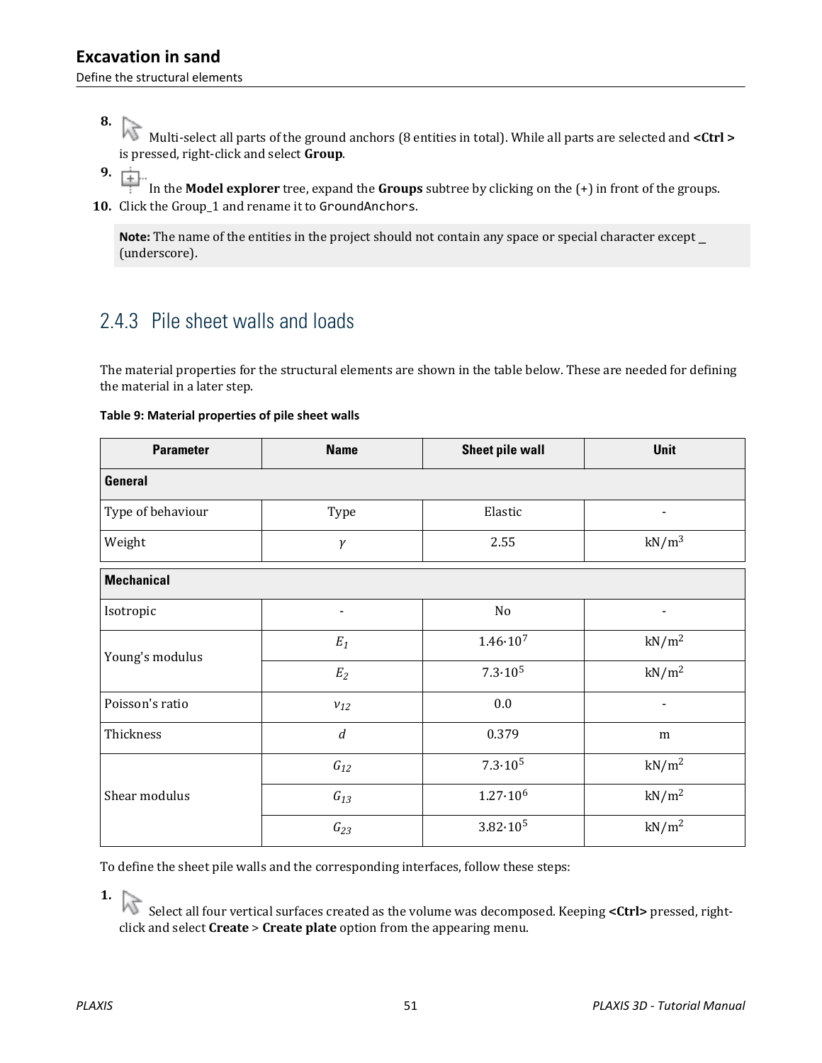8. Multi-select all parts of the ground anchors (8 entities in total). While all parts are selected and **<Ctrl >** is pressed, right-click and select **Group**.
9. In the **Model explorer** tree, expand the **Groups** subtree by clicking on the (+) in front of the groups.
10. Click the Group_1 and rename it to `GroundAnchors`.

> **Note:** The name of the entities in the project should not contain any space or special character except _ (underscore).

## 2.4.3 Pile sheet walls and loads

The material properties for the structural elements are shown in the table below. These are needed for defining the material in a later step.

**Table 9: Material properties of pile sheet walls**

| Parameter | Name | Sheet pile wall | Unit |
|---|---|---|---|
| **General** | | | |
| Type of behaviour | Type | Elastic | - |
| Weight | $\gamma$ | 2.55 | kN/m$^3$ |
| **Mechanical** | | | |
| Isotropic | - | No | - |
| Young's modulus | $E_1$ | $1.46 \cdot 10^7$ | kN/m$^2$ |
| | $E_2$ | $7.3 \cdot 10^5$ | kN/m$^2$ |
| Poisson's ratio | $\nu_{12}$ | 0.0 | - |
| Thickness | $d$ | 0.379 | m |
| Shear modulus | $G_{12}$ | $7.3 \cdot 10^5$ | kN/m$^2$ |
| | $G_{13}$ | $1.27 \cdot 10^6$ | kN/m$^2$ |
| | $G_{23}$ | $3.82 \cdot 10^5$ | kN/m$^2$ |

To define the sheet pile walls and the corresponding interfaces, follow these steps:

1. Select all four vertical surfaces created as the volume was decomposed. Keeping **<Ctrl>** pressed, right-click and select **Create** > **Create plate** option from the appearing menu.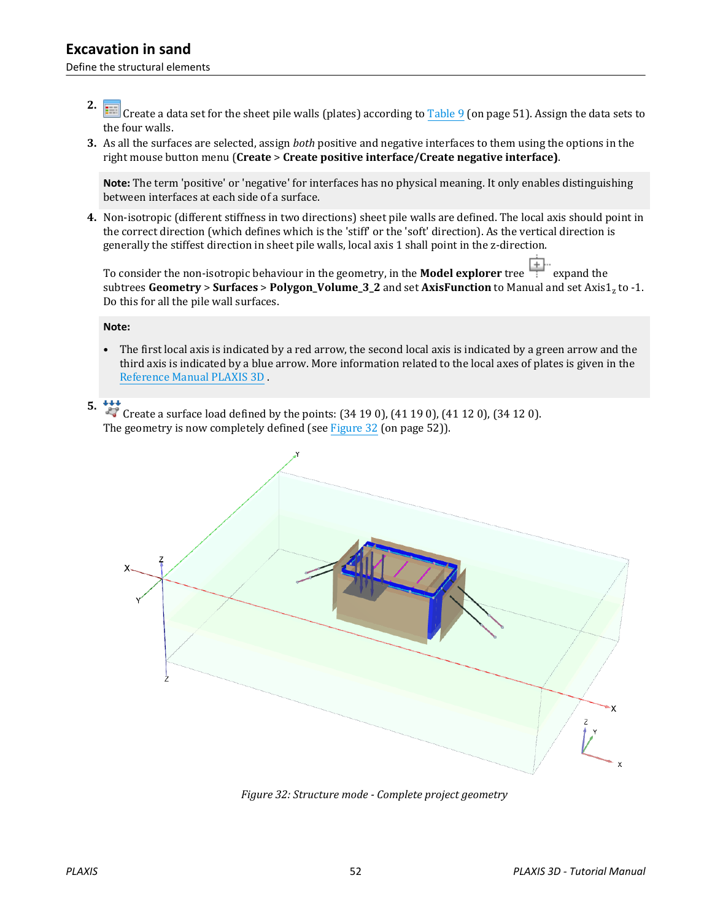2. Create a data set for the sheet pile walls (plates) according to Table 9 (on page 51). Assign the data sets to the four walls.
3. As all the surfaces are selected, assign *both* positive and negative interfaces to them using the options in the right mouse button menu (**Create** > **Create positive interface/Create negative interface)**.

**Note:** The term 'positive' or 'negative' for interfaces has no physical meaning. It only enables distinguishing between interfaces at each side of a surface.

4. Non-isotropic (different stiffness in two directions) sheet pile walls are defined. The local axis should point in the correct direction (which defines which is the 'stiff' or the 'soft' direction). As the vertical direction is generally the stiffest direction in sheet pile walls, local axis 1 shall point in the z-direction.

   To consider the non-isotropic behaviour in the geometry, in the **Model explorer** tree expand the subtrees **Geometry** > **Surfaces** > **Polygon_Volume_3_2** and set **AxisFunction** to Manual and set $\text{Axis1}_z$ to -1. Do this for all the pile wall surfaces.

**Note:**

- The first local axis is indicated by a red arrow, the second local axis is indicated by a green arrow and the third axis is indicated by a blue arrow. More information related to the local axes of plates is given in the Reference Manual PLAXIS 3D .

5. Create a surface load defined by the points: (34 19 0), (41 19 0), (41 12 0), (34 12 0). The geometry is now completely defined (see Figure 32 (on page 52)).

*Figure 32: Structure mode - Complete project geometry*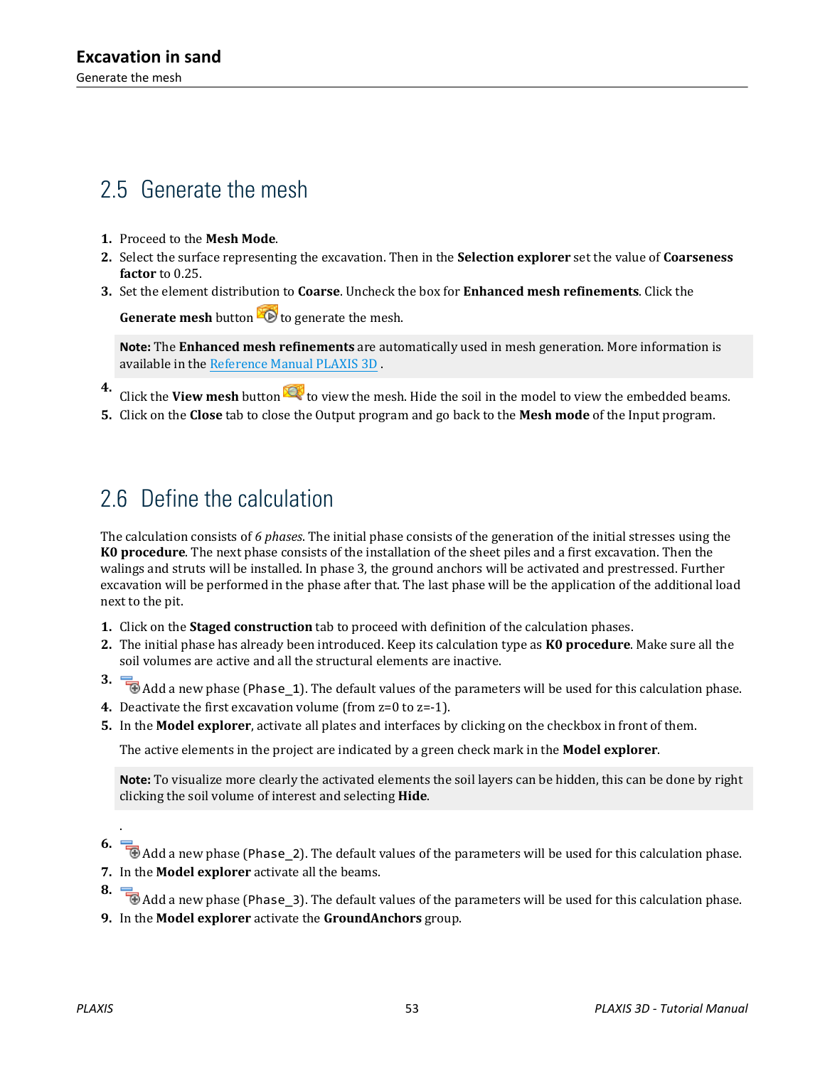## 2.5 Generate the mesh

1. Proceed to the **Mesh Mode**.
2. Select the surface representing the excavation. Then in the **Selection explorer** set the value of **Coarseness factor** to 0.25.
3. Set the element distribution to **Coarse**. Uncheck the box for **Enhanced mesh refinements**. Click the **Generate mesh** button to generate the mesh.

   **Note:** The **Enhanced mesh refinements** are automatically used in mesh generation. More information is available in the Reference Manual PLAXIS 3D .

4. Click the **View mesh** button to view the mesh. Hide the soil in the model to view the embedded beams.
5. Click on the **Close** tab to close the Output program and go back to the **Mesh mode** of the Input program.

## 2.6 Define the calculation

The calculation consists of *6 phases*. The initial phase consists of the generation of the initial stresses using the **K0 procedure**. The next phase consists of the installation of the sheet piles and a first excavation. Then the walings and struts will be installed. In phase 3, the ground anchors will be activated and prestressed. Further excavation will be performed in the phase after that. The last phase will be the application of the additional load next to the pit.

1. Click on the **Staged construction** tab to proceed with definition of the calculation phases.
2. The initial phase has already been introduced. Keep its calculation type as **K0 procedure**. Make sure all the soil volumes are active and all the structural elements are inactive.
3. Add a new phase (`Phase_1`). The default values of the parameters will be used for this calculation phase.
4. Deactivate the first excavation volume (from z=0 to z=-1).
5. In the **Model explorer**, activate all plates and interfaces by clicking on the checkbox in front of them.

   The active elements in the project are indicated by a green check mark in the **Model explorer**.

   **Note:** To visualize more clearly the activated elements the soil layers can be hidden, this can be done by right clicking the soil volume of interest and selecting **Hide**.

   .

6. Add a new phase (`Phase_2`). The default values of the parameters will be used for this calculation phase.
7. In the **Model explorer** activate all the beams.
8. Add a new phase (`Phase_3`). The default values of the parameters will be used for this calculation phase.
9. In the **Model explorer** activate the **GroundAnchors** group.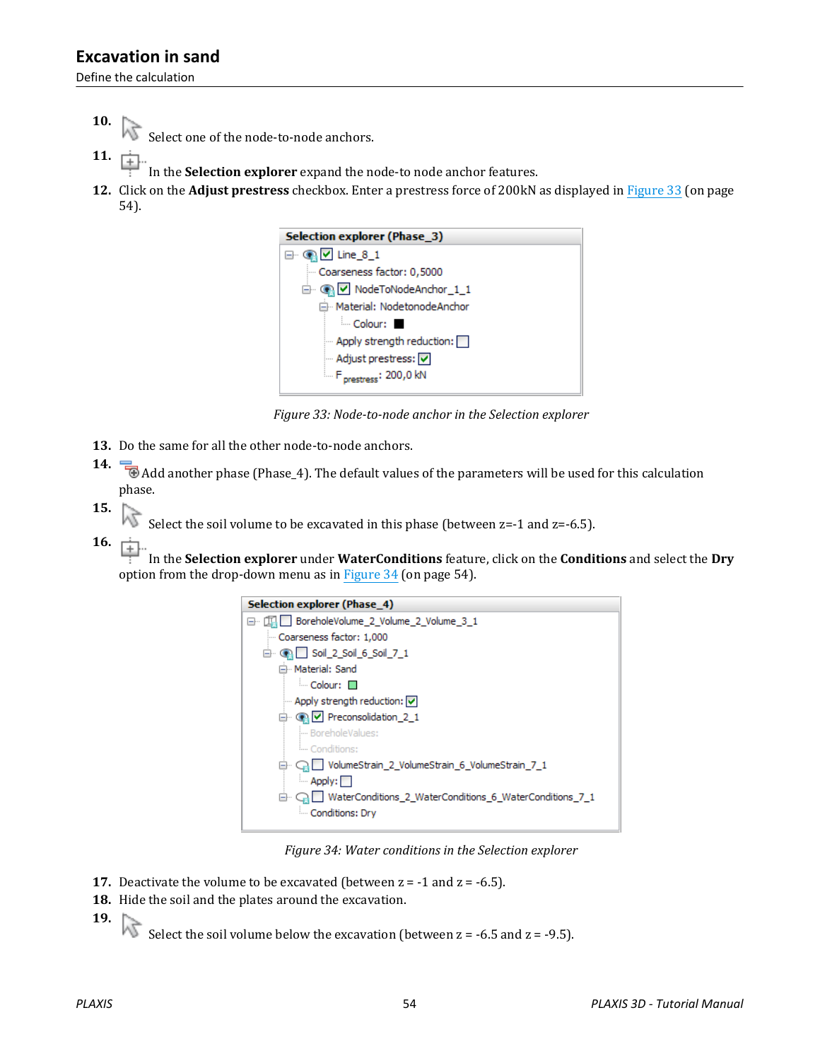10. Select one of the node-to-node anchors.
11. In the **Selection explorer** expand the node-to node anchor features.
12. Click on the **Adjust prestress** checkbox. Enter a prestress force of 200kN as displayed in Figure 33 (on page 54).

Selection explorer (Phase_3)
- Line_8_1
  - Coarseness factor: 0,5000
  - NodeToNodeAnchor_1_1
    - Material: NodetonodeAnchor
      - Colour:
    - Apply strength reduction:
    - Adjust prestress:
    - $F_{prestress}$: 200,0 kN

*Figure 33: Node-to-node anchor in the Selection explorer*

13. Do the same for all the other node-to-node anchors.
14. Add another phase (Phase_4). The default values of the parameters will be used for this calculation phase.
15. Select the soil volume to be excavated in this phase (between z=-1 and z=-6.5).
16. In the **Selection explorer** under **WaterConditions** feature, click on the **Conditions** and select the **Dry** option from the drop-down menu as in Figure 34 (on page 54).

Selection explorer (Phase_4)
- BoreholeVolume_2_Volume_2_Volume_3_1
  - Coarseness factor: 1,000
  - Soil_2_Soil_6_Soil_7_1
    - Material: Sand
      - Colour:
    - Apply strength reduction:
    - Preconsolidation_2_1
      - BoreholeValues:
      - Conditions:
    - VolumeStrain_2_VolumeStrain_6_VolumeStrain_7_1
      - Apply:
    - WaterConditions_2_WaterConditions_6_WaterConditions_7_1
      - Conditions: Dry

*Figure 34: Water conditions in the Selection explorer*

17. Deactivate the volume to be excavated (between z = -1 and z = -6.5).
18. Hide the soil and the plates around the excavation.
19. Select the soil volume below the excavation (between z = -6.5 and z = -9.5).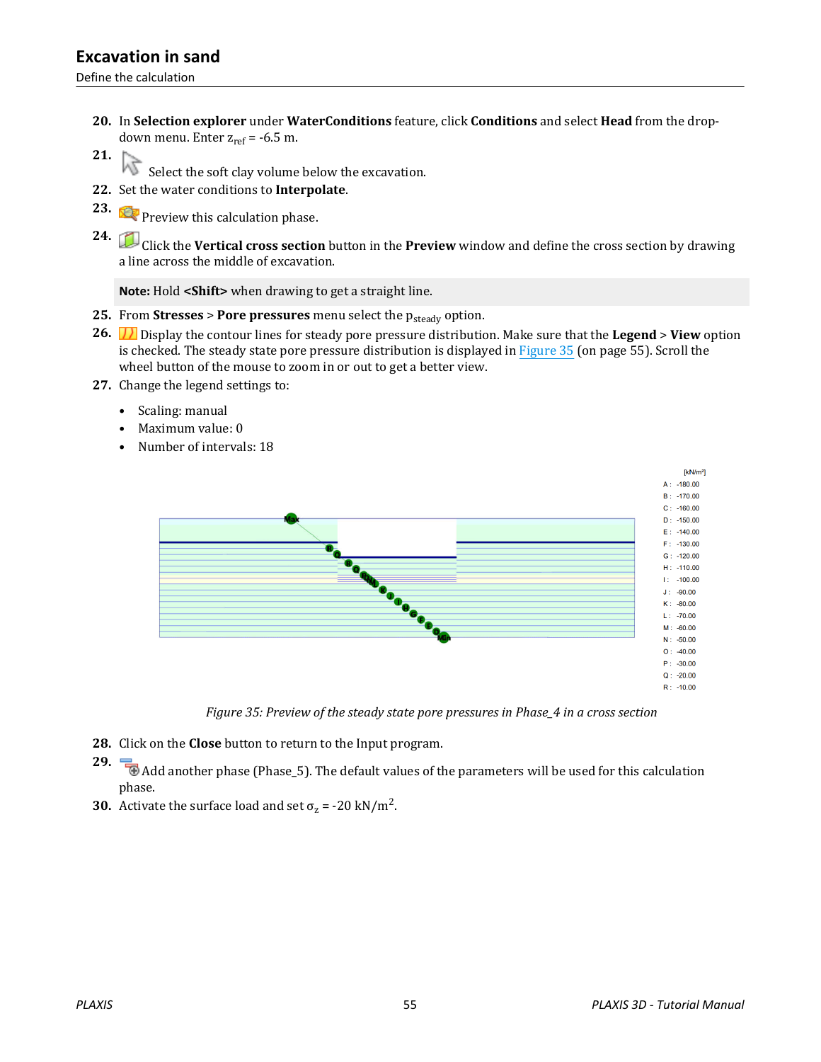20. In **Selection explorer** under **WaterConditions** feature, click **Conditions** and select **Head** from the drop-down menu. Enter $z_{ref}$ = -6.5 m.
21. Select the soft clay volume below the excavation.
22. Set the water conditions to **Interpolate**.
23. Preview this calculation phase.
24. Click the **Vertical cross section** button in the **Preview** window and define the cross section by drawing a line across the middle of excavation.

    **Note:** Hold **<Shift>** when drawing to get a straight line.

25. From **Stresses** > **Pore pressures** menu select the $p_{steady}$ option.
26. Display the contour lines for steady pore pressure distribution. Make sure that the **Legend** > **View** option is checked. The steady state pore pressure distribution is displayed in Figure 35 (on page 55). Scroll the wheel button of the mouse to zoom in or out to get a better view.
27. Change the legend settings to:
    - Scaling: manual
    - Maximum value: 0
    - Number of intervals: 18

*Figure 35: Preview of the steady state pore pressures in Phase_4 in a cross section*

28. Click on the **Close** button to return to the Input program.
29. Add another phase (Phase_5). The default values of the parameters will be used for this calculation phase.
30. Activate the surface load and set $\sigma_z$ = -20 kN/m$^2$.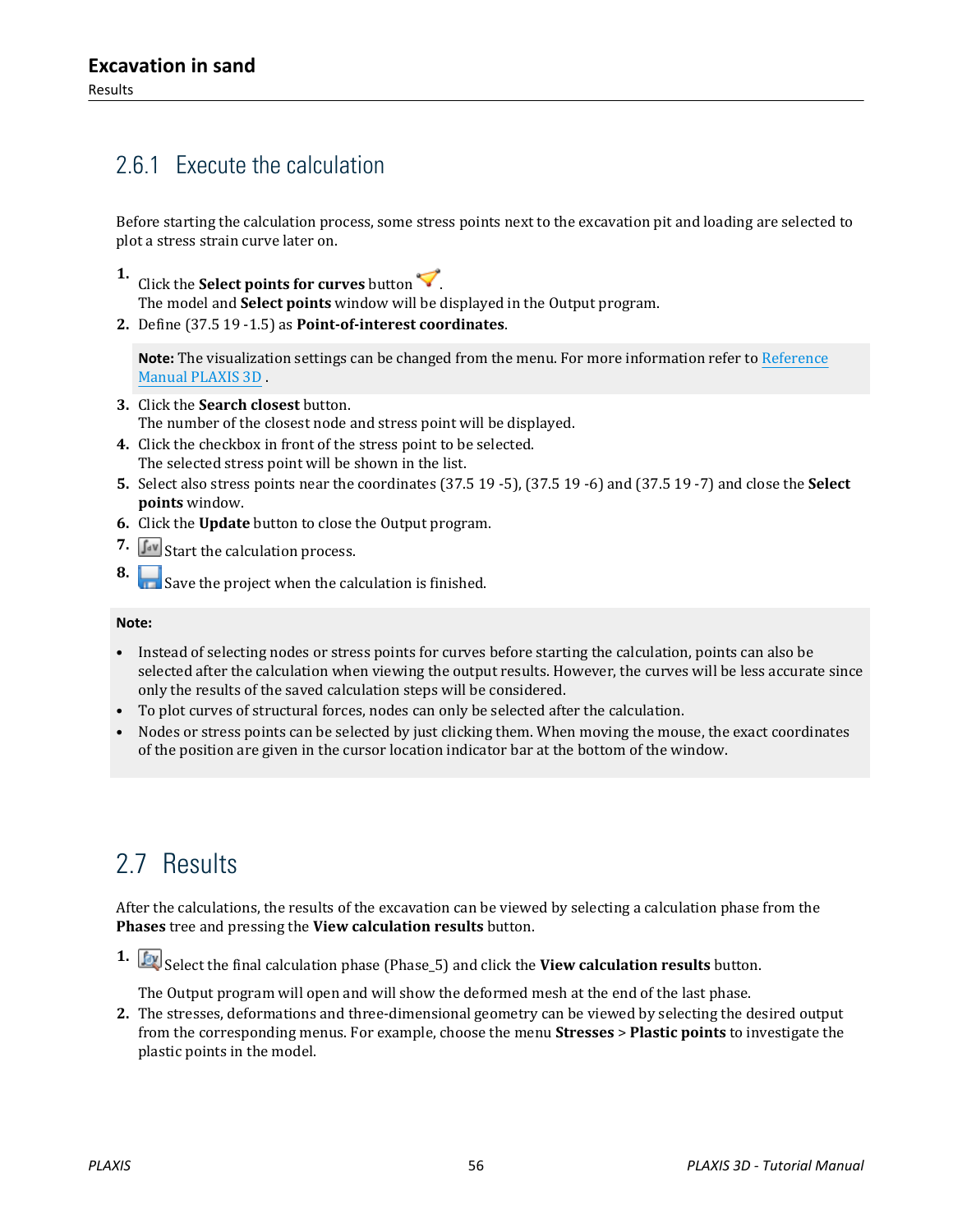## 2.6.1 Execute the calculation

Before starting the calculation process, some stress points next to the excavation pit and loading are selected to plot a stress strain curve later on.

1. Click the **Select points for curves** button .
   The model and **Select points** window will be displayed in the Output program.
2. Define (37.5 19 -1.5) as **Point-of-interest coordinates**.

   **Note:** The visualization settings can be changed from the menu. For more information refer to Reference Manual PLAXIS 3D .

3. Click the **Search closest** button.
   The number of the closest node and stress point will be displayed.
4. Click the checkbox in front of the stress point to be selected.
   The selected stress point will be shown in the list.
5. Select also stress points near the coordinates (37.5 19 -5), (37.5 19 -6) and (37.5 19 -7) and close the **Select points** window.
6. Click the **Update** button to close the Output program.
7. Start the calculation process.
8. Save the project when the calculation is finished.

**Note:**

- Instead of selecting nodes or stress points for curves before starting the calculation, points can also be selected after the calculation when viewing the output results. However, the curves will be less accurate since only the results of the saved calculation steps will be considered.
- To plot curves of structural forces, nodes can only be selected after the calculation.
- Nodes or stress points can be selected by just clicking them. When moving the mouse, the exact coordinates of the position are given in the cursor location indicator bar at the bottom of the window.

## 2.7 Results

After the calculations, the results of the excavation can be viewed by selecting a calculation phase from the **Phases** tree and pressing the **View calculation results** button.

1. Select the final calculation phase (Phase_5) and click the **View calculation results** button.

   The Output program will open and will show the deformed mesh at the end of the last phase.
2. The stresses, deformations and three-dimensional geometry can be viewed by selecting the desired output from the corresponding menus. For example, choose the menu **Stresses** > **Plastic points** to investigate the plastic points in the model.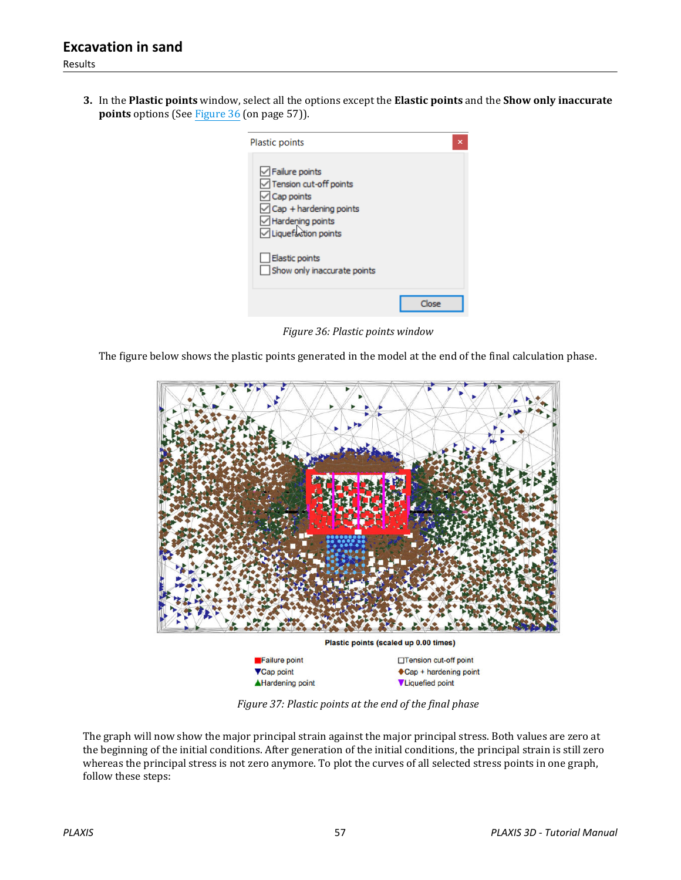3. In the **Plastic points** window, select all the options except the **Elastic points** and the **Show only inaccurate points** options (See Figure 36 (on page 57)).

*Figure 36: Plastic points window*

The figure below shows the plastic points generated in the model at the end of the final calculation phase.

*Figure 37: Plastic points at the end of the final phase*

The graph will now show the major principal strain against the major principal stress. Both values are zero at the beginning of the initial conditions. After generation of the initial conditions, the principal strain is still zero whereas the principal stress is not zero anymore. To plot the curves of all selected stress points in one graph, follow these steps: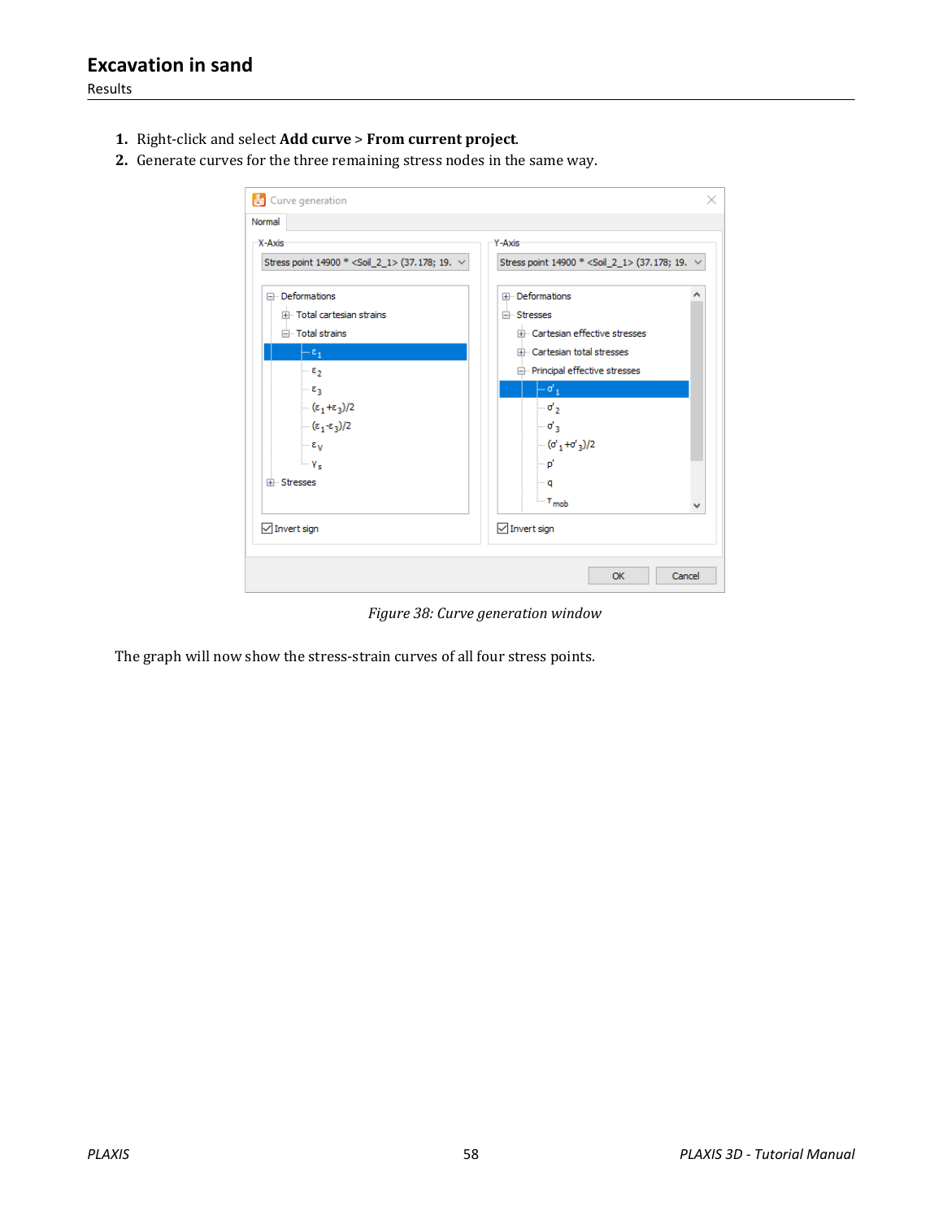1. Right-click and select **Add curve** > **From current project**.
2. Generate curves for the three remaining stress nodes in the same way.

*Figure 38: Curve generation window*

The graph will now show the stress-strain curves of all four stress points.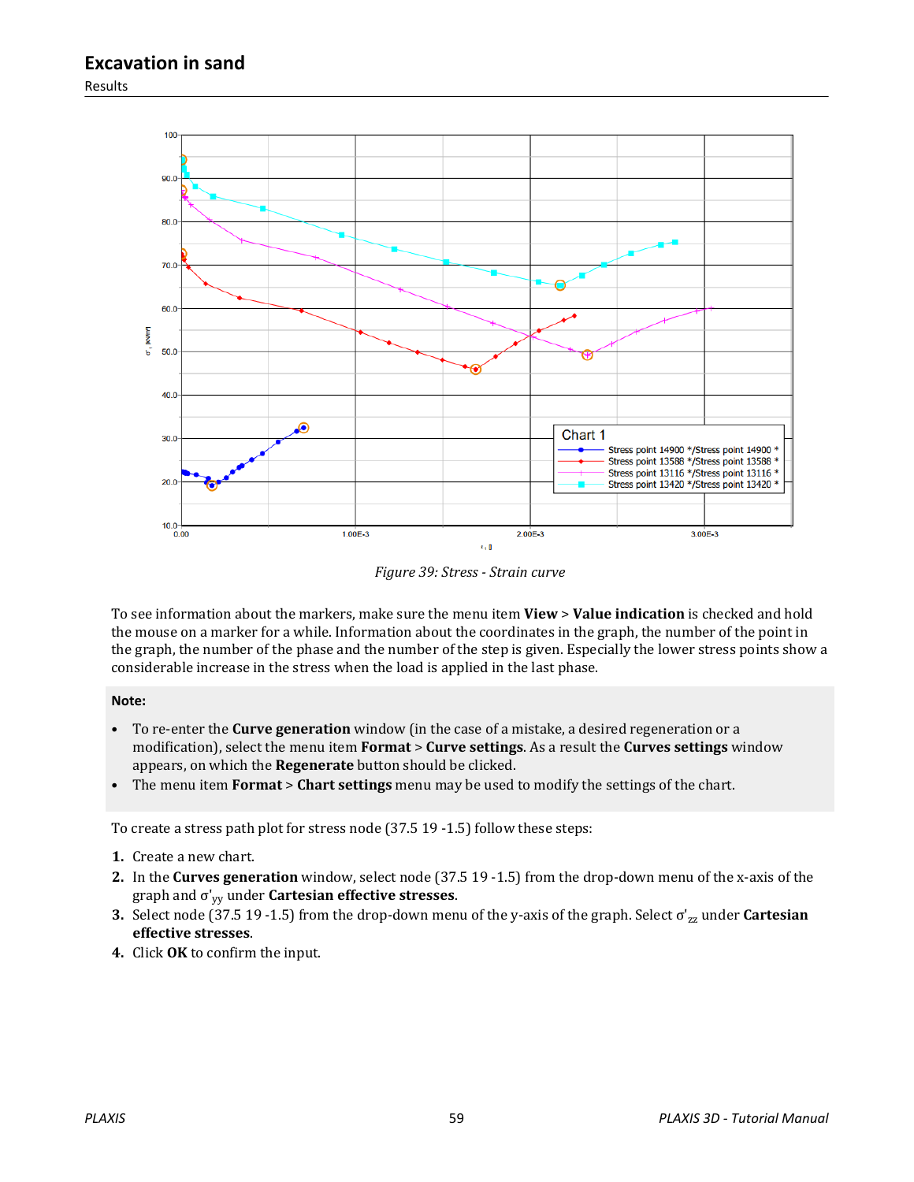Figure 39: Stress - Strain curve

To see information about the markers, make sure the menu item **View** > **Value indication** is checked and hold the mouse on a marker for a while. Information about the coordinates in the graph, the number of the point in the graph, the number of the phase and the number of the step is given. Especially the lower stress points show a considerable increase in the stress when the load is applied in the last phase.

**Note:**

- To re-enter the **Curve generation** window (in the case of a mistake, a desired regeneration or a modification), select the menu item **Format** > **Curve settings**. As a result the **Curves settings** window appears, on which the **Regenerate** button should be clicked.
- The menu item **Format** > **Chart settings** menu may be used to modify the settings of the chart.

To create a stress path plot for stress node (37.5 19 -1.5) follow these steps:

1. Create a new chart.
2. In the **Curves generation** window, select node (37.5 19 -1.5) from the drop-down menu of the x-axis of the graph and $\sigma'_{yy}$ under **Cartesian effective stresses**.
3. Select node (37.5 19 -1.5) from the drop-down menu of the y-axis of the graph. Select $\sigma'_{zz}$ under **Cartesian effective stresses**.
4. Click **OK** to confirm the input.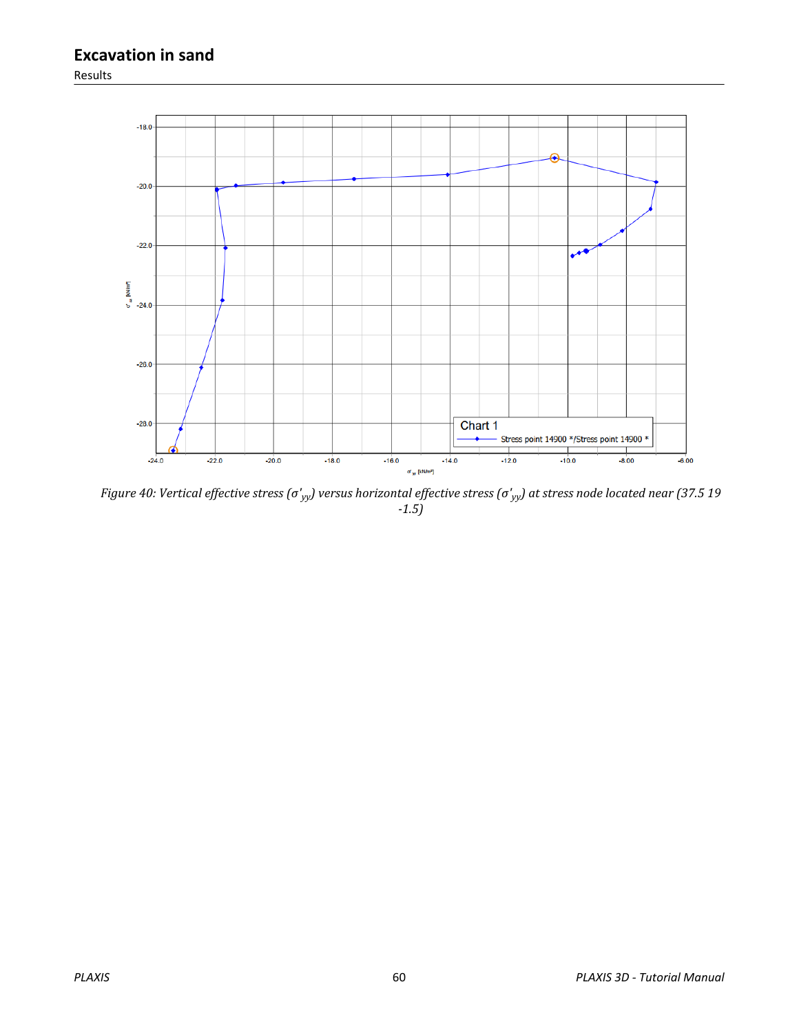-18.0
-20.0
-22.0
-24.0
-26.0
-28.0

σ'zz [kN/m²]

-24.0 -22.0 -20.0 -18.0 -16.0 -14.0 -12.0 -10.0 -8.00 -6.00

σ'yy [kN/m²]

Chart 1

Stress point 14900 */Stress point 14900 *

*Figure 40: Vertical effective stress ($\sigma'_{yy}$) versus horizontal effective stress ($\sigma'_{yy}$) at stress node located near (37.5 19 -1.5)*